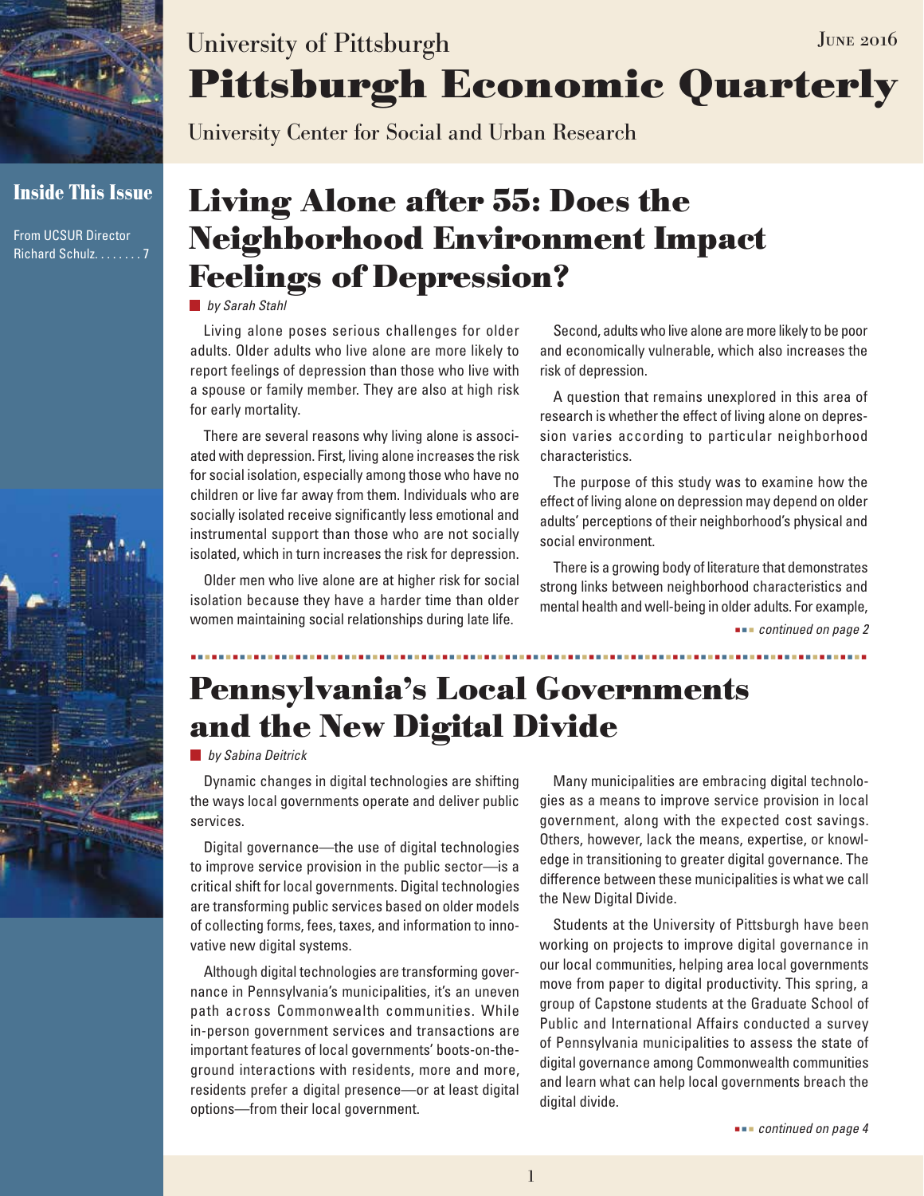University of Pittsburgh

June 2016

# Pittsburgh Economic Quarterly

University Center for Social and Urban Research

**Inside This Issue**

From UCSUR Director Richard Schulz. . . . . . . . 7

## Living Alone after 55: Does the Neighborhood Environment Impact Feelings of Depression?

*by Sarah Stahl*

Living alone poses serious challenges for older adults. Older adults who live alone are more likely to report feelings of depression than those who live with a spouse or family member. They are also at high risk for early mortality.

There are several reasons why living alone is associated with depression. First, living alone increases the risk for social isolation, especially among those who have no children or live far away from them. Individuals who are socially isolated receive significantly less emotional and instrumental support than those who are not socially isolated, which in turn increases the risk for depression.

Older men who live alone are at higher risk for social isolation because they have a harder time than older women maintaining social relationships during late life.

Second, adults who live alone are more likely to be poor and economically vulnerable, which also increases the risk of depression.

A question that remains unexplored in this area of research is whether the effect of living alone on depression varies according to particular neighborhood characteristics.

The purpose of this study was to examine how the effect of living alone on depression may depend on older adults' perceptions of their neighborhood's physical and social environment.

There is a growing body of literature that demonstrates strong links between neighborhood characteristics and mental health and well-being in older adults. For example,

*continued on page 2*

## Pennsylvania's Local Governments and the New Digital Divide

*by Sabina Deitrick*

Dynamic changes in digital technologies are shifting the ways local governments operate and deliver public services.

Digital governance—the use of digital technologies to improve service provision in the public sector—is a critical shift for local governments. Digital technologies are transforming public services based on older models of collecting forms, fees, taxes, and information to innovative new digital systems.

Although digital technologies are transforming governance in Pennsylvania's municipalities, it's an uneven path across Commonwealth communities. While in-person government services and transactions are important features of local governments' boots-on-the-ground interactions with residents, more and more, residents prefer a digital presence—or at least digital options—from their local government.

Many municipalities are embracing digital technologies as a means to improve service provision in local government, along with the expected cost savings. Others, however, lack the means, expertise, or knowledge in transitioning to greater digital governance. The difference between these municipalities is what we call the New Digital Divide.

Students at the University of Pittsburgh have been working on projects to improve digital governance in our local communities, helping area local governments move from paper to digital productivity. This spring, a group of Capstone students at the Graduate School of Public and International Affairs conducted a survey of Pennsylvania municipalities to assess the state of digital governance among Commonwealth communities and learn what can help local governments breach the digital divide.

*continued on page 4*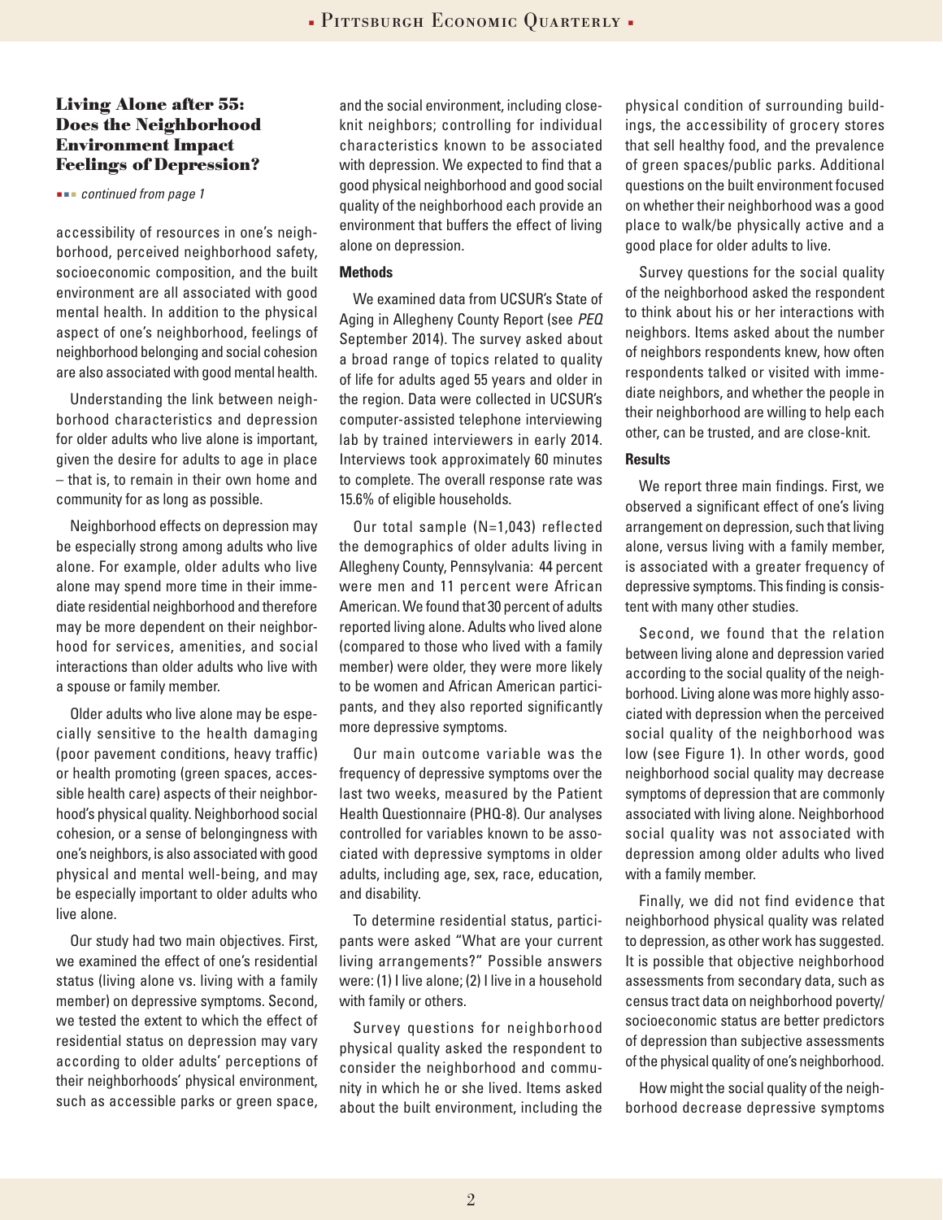## Living Alone after 55: Does the Neighborhood Environment Impact Feelings of Depression?

*continued from page 1*

accessibility of resources in one's neighborhood, perceived neighborhood safety, socioeconomic composition, and the built environment are all associated with good mental health. In addition to the physical aspect of one's neighborhood, feelings of neighborhood belonging and social cohesion are also associated with good mental health.

Understanding the link between neighborhood characteristics and depression for older adults who live alone is important, given the desire for adults to age in place – that is, to remain in their own home and community for as long as possible.

Neighborhood effects on depression may be especially strong among adults who live alone. For example, older adults who live alone may spend more time in their immediate residential neighborhood and therefore may be more dependent on their neighborhood for services, amenities, and social interactions than older adults who live with a spouse or family member.

Older adults who live alone may be especially sensitive to the health damaging (poor pavement conditions, heavy traffic) or health promoting (green spaces, accessible health care) aspects of their neighborhood's physical quality. Neighborhood social cohesion, or a sense of belongingness with one's neighbors, is also associated with good physical and mental well-being, and may be especially important to older adults who live alone.

Our study had two main objectives. First, we examined the effect of one's residential status (living alone vs. living with a family member) on depressive symptoms. Second, we tested the extent to which the effect of residential status on depression may vary according to older adults' perceptions of their neighborhoods' physical environment, such as accessible parks or green space, and the social environment, including close-knit neighbors; controlling for individual characteristics known to be associated with depression. We expected to find that a good physical neighborhood and good social quality of the neighborhood each provide an environment that buffers the effect of living alone on depression.

### Methods

We examined data from UCSUR's State of Aging in Allegheny County Report (see *PEQ* September 2014). The survey asked about a broad range of topics related to quality of life for adults aged 55 years and older in the region. Data were collected in UCSUR's computer-assisted telephone interviewing lab by trained interviewers in early 2014. Interviews took approximately 60 minutes to complete. The overall response rate was 15.6% of eligible households.

Our total sample (N=1,043) reflected the demographics of older adults living in Allegheny County, Pennsylvania: 44 percent were men and 11 percent were African American. We found that 30 percent of adults reported living alone. Adults who lived alone (compared to those who lived with a family member) were older, they were more likely to be women and African American participants, and they also reported significantly more depressive symptoms.

Our main outcome variable was the frequency of depressive symptoms over the last two weeks, measured by the Patient Health Questionnaire (PHQ-8). Our analyses controlled for variables known to be associated with depressive symptoms in older adults, including age, sex, race, education, and disability.

To determine residential status, participants were asked "What are your current living arrangements?" Possible answers were: (1) I live alone; (2) I live in a household with family or others.

Survey questions for neighborhood physical quality asked the respondent to consider the neighborhood and community in which he or she lived. Items asked about the built environment, including the physical condition of surrounding buildings, the accessibility of grocery stores that sell healthy food, and the prevalence of green spaces/public parks. Additional questions on the built environment focused on whether their neighborhood was a good place to walk/be physically active and a good place for older adults to live.

Survey questions for the social quality of the neighborhood asked the respondent to think about his or her interactions with neighbors. Items asked about the number of neighbors respondents knew, how often respondents talked or visited with immediate neighbors, and whether the people in their neighborhood are willing to help each other, can be trusted, and are close-knit.

### Results

We report three main findings. First, we observed a significant effect of one's living arrangement on depression, such that living alone, versus living with a family member, is associated with a greater frequency of depressive symptoms. This finding is consistent with many other studies.

Second, we found that the relation between living alone and depression varied according to the social quality of the neighborhood. Living alone was more highly associated with depression when the perceived social quality of the neighborhood was low (see Figure 1). In other words, good neighborhood social quality may decrease symptoms of depression that are commonly associated with living alone. Neighborhood social quality was not associated with depression among older adults who lived with a family member.

Finally, we did not find evidence that neighborhood physical quality was related to depression, as other work has suggested. It is possible that objective neighborhood assessments from secondary data, such as census tract data on neighborhood poverty/socioeconomic status are better predictors of depression than subjective assessments of the physical quality of one's neighborhood.

How might the social quality of the neighborhood decrease depressive symptoms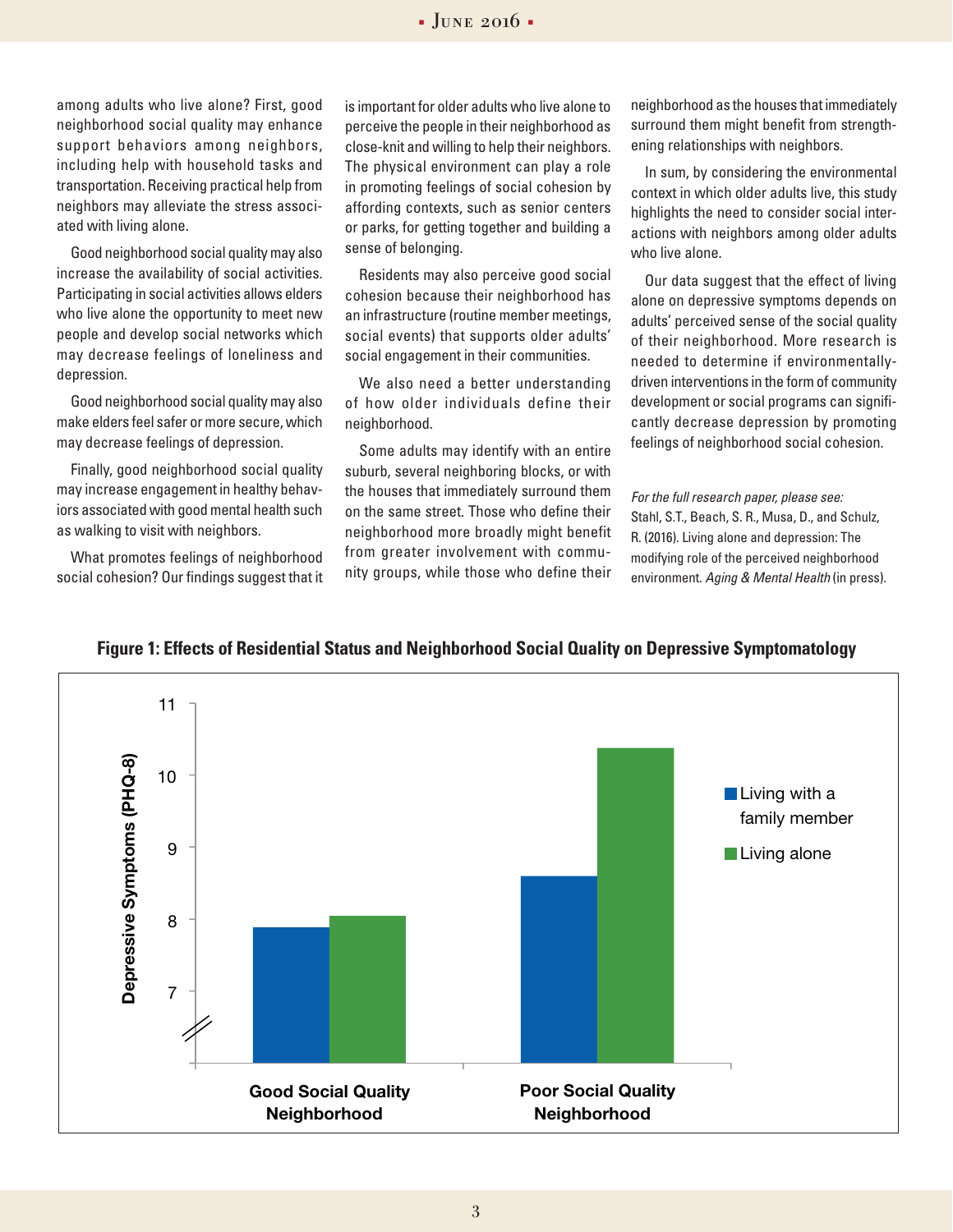among adults who live alone? First, good neighborhood social quality may enhance support behaviors among neighbors, including help with household tasks and transportation. Receiving practical help from neighbors may alleviate the stress associated with living alone.

Good neighborhood social quality may also increase the availability of social activities. Participating in social activities allows elders who live alone the opportunity to meet new people and develop social networks which may decrease feelings of loneliness and depression.

Good neighborhood social quality may also make elders feel safer or more secure, which may decrease feelings of depression.

Finally, good neighborhood social quality may increase engagement in healthy behaviors associated with good mental health such as walking to visit with neighbors.

What promotes feelings of neighborhood social cohesion? Our findings suggest that it is important for older adults who live alone to perceive the people in their neighborhood as close-knit and willing to help their neighbors. The physical environment can play a role in promoting feelings of social cohesion by affording contexts, such as senior centers or parks, for getting together and building a sense of belonging.

Residents may also perceive good social cohesion because their neighborhood has an infrastructure (routine member meetings, social events) that supports older adults' social engagement in their communities.

We also need a better understanding of how older individuals define their neighborhood.

Some adults may identify with an entire suburb, several neighboring blocks, or with the houses that immediately surround them on the same street. Those who define their neighborhood more broadly might benefit from greater involvement with community groups, while those who define their neighborhood as the houses that immediately surround them might benefit from strengthening relationships with neighbors.

In sum, by considering the environmental context in which older adults live, this study highlights the need to consider social interactions with neighbors among older adults who live alone.

Our data suggest that the effect of living alone on depressive symptoms depends on adults' perceived sense of the social quality of their neighborhood. More research is needed to determine if environmentally-driven interventions in the form of community development or social programs can significantly decrease depression by promoting feelings of neighborhood social cohesion.

*For the full research paper, please see:*
Stahl, S.T., Beach, S. R., Musa, D., and Schulz, R. (2016). Living alone and depression: The modifying role of the perceived neighborhood environment. *Aging & Mental Health* (in press).

**Figure 1: Effects of Residential Status and Neighborhood Social Quality on Depressive Symptomatology**

| Depressive Symptoms (PHQ-8) | Living with a family member | Living alone |
|---|---|---|
| Good Social Quality Neighborhood | ~7.9 | ~8.05 |
| Poor Social Quality Neighborhood | ~8.6 | ~10.4 |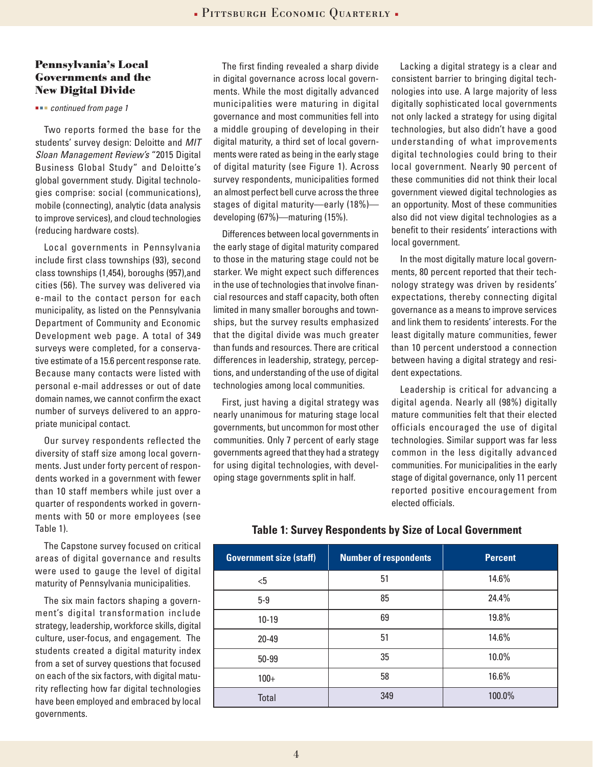## Pennsylvania's Local Governments and the New Digital Divide

*continued from page 1*

Two reports formed the base for the students' survey design: Deloitte and *MIT Sloan Management Review's* "2015 Digital Business Global Study" and Deloitte's global government study. Digital technologies comprise: social (communications), mobile (connecting), analytic (data analysis to improve services), and cloud technologies (reducing hardware costs).

Local governments in Pennsylvania include first class townships (93), second class townships (1,454), boroughs (957),and cities (56). The survey was delivered via e-mail to the contact person for each municipality, as listed on the Pennsylvania Department of Community and Economic Development web page. A total of 349 surveys were completed, for a conservative estimate of a 15.6 percent response rate. Because many contacts were listed with personal e-mail addresses or out of date domain names, we cannot confirm the exact number of surveys delivered to an appropriate municipal contact.

Our survey respondents reflected the diversity of staff size among local governments. Just under forty percent of respondents worked in a government with fewer than 10 staff members while just over a quarter of respondents worked in governments with 50 or more employees (see Table 1).

The Capstone survey focused on critical areas of digital governance and results were used to gauge the level of digital maturity of Pennsylvania municipalities.

The six main factors shaping a government's digital transformation include strategy, leadership, workforce skills, digital culture, user-focus, and engagement. The students created a digital maturity index from a set of survey questions that focused on each of the six factors, with digital maturity reflecting how far digital technologies have been employed and embraced by local governments.

The first finding revealed a sharp divide in digital governance across local governments. While the most digitally advanced municipalities were maturing in digital governance and most communities fell into a middle grouping of developing in their digital maturity, a third set of local governments were rated as being in the early stage of digital maturity (see Figure 1). Across survey respondents, municipalities formed an almost perfect bell curve across the three stages of digital maturity—early (18%)—developing (67%)—maturing (15%).

Differences between local governments in the early stage of digital maturity compared to those in the maturing stage could not be starker. We might expect such differences in the use of technologies that involve financial resources and staff capacity, both often limited in many smaller boroughs and townships, but the survey results emphasized that the digital divide was much greater than funds and resources. There are critical differences in leadership, strategy, perceptions, and understanding of the use of digital technologies among local communities.

First, just having a digital strategy was nearly unanimous for maturing stage local governments, but uncommon for most other communities. Only 7 percent of early stage governments agreed that they had a strategy for using digital technologies, with developing stage governments split in half.

Lacking a digital strategy is a clear and consistent barrier to bringing digital technologies into use. A large majority of less digitally sophisticated local governments not only lacked a strategy for using digital technologies, but also didn't have a good understanding of what improvements digital technologies could bring to their local government. Nearly 90 percent of these communities did not think their local government viewed digital technologies as an opportunity. Most of these communities also did not view digital technologies as a benefit to their residents' interactions with local government.

In the most digitally mature local governments, 80 percent reported that their technology strategy was driven by residents' expectations, thereby connecting digital governance as a means to improve services and link them to residents' interests. For the least digitally mature communities, fewer than 10 percent understood a connection between having a digital strategy and resident expectations.

Leadership is critical for advancing a digital agenda. Nearly all (98%) digitally mature communities felt that their elected officials encouraged the use of digital technologies. Similar support was far less common in the less digitally advanced communities. For municipalities in the early stage of digital governance, only 11 percent reported positive encouragement from elected officials.

**Table 1: Survey Respondents by Size of Local Government**

| Government size (staff) | Number of respondents | Percent |
|---|---|---|
| <5 | 51 | 14.6% |
| 5-9 | 85 | 24.4% |
| 10-19 | 69 | 19.8% |
| 20-49 | 51 | 14.6% |
| 50-99 | 35 | 10.0% |
| 100+ | 58 | 16.6% |
| Total | 349 | 100.0% |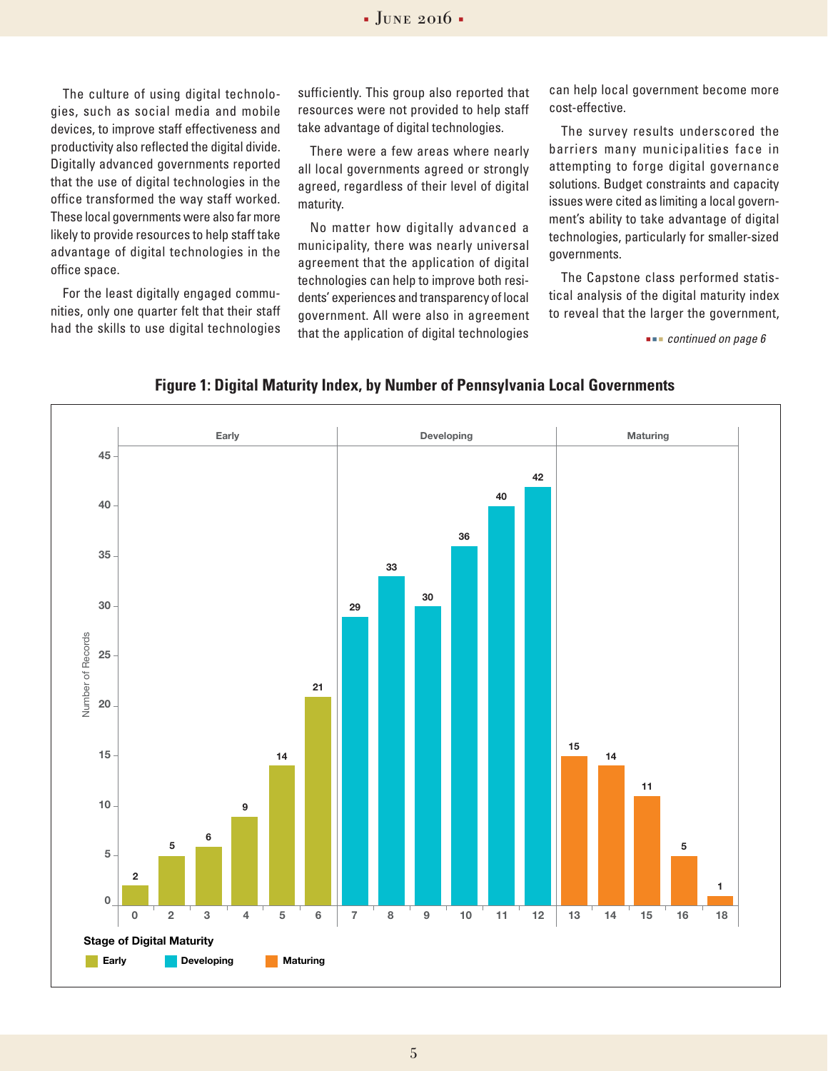The culture of using digital technologies, such as social media and mobile devices, to improve staff effectiveness and productivity also reflected the digital divide. Digitally advanced governments reported that the use of digital technologies in the office transformed the way staff worked. These local governments were also far more likely to provide resources to help staff take advantage of digital technologies in the office space.

For the least digitally engaged communities, only one quarter felt that their staff had the skills to use digital technologies sufficiently. This group also reported that resources were not provided to help staff take advantage of digital technologies.

There were a few areas where nearly all local governments agreed or strongly agreed, regardless of their level of digital maturity.

No matter how digitally advanced a municipality, there was nearly universal agreement that the application of digital technologies can help to improve both residents' experiences and transparency of local government. All were also in agreement that the application of digital technologies can help local government become more cost-effective.

The survey results underscored the barriers many municipalities face in attempting to forge digital governance solutions. Budget constraints and capacity issues were cited as limiting a local government's ability to take advantage of digital technologies, particularly for smaller-sized governments.

The Capstone class performed statistical analysis of the digital maturity index to reveal that the larger the government,

*continued on page 6*

**Figure 1: Digital Maturity Index, by Number of Pennsylvania Local Governments**

| Digital Maturity Index | Stage of Digital Maturity | Number of Records |
|---|---|---|
| 0 | Early | 2 |
| 2 | Early | 5 |
| 3 | Early | 6 |
| 4 | Early | 9 |
| 5 | Early | 14 |
| 6 | Early | 21 |
| 7 | Developing | 29 |
| 8 | Developing | 33 |
| 9 | Developing | 30 |
| 10 | Developing | 36 |
| 11 | Developing | 40 |
| 12 | Developing | 42 |
| 13 | Maturing | 15 |
| 14 | Maturing | 14 |
| 15 | Maturing | 11 |
| 16 | Maturing | 5 |
| 18 | Maturing | 1 |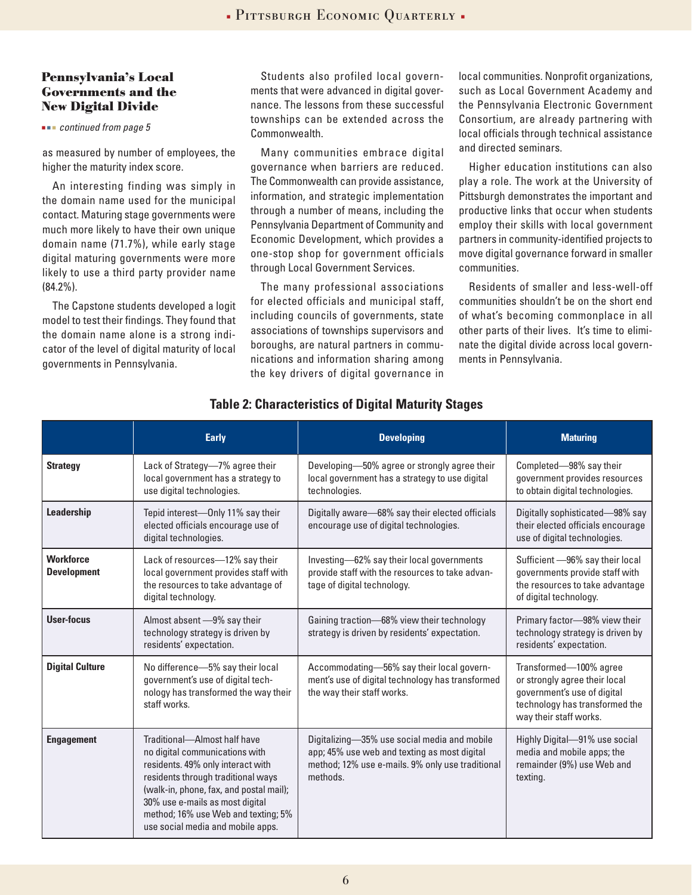## Pennsylvania's Local Governments and the New Digital Divide

*continued from page 5*

as measured by number of employees, the higher the maturity index score.

An interesting finding was simply in the domain name used for the municipal contact. Maturing stage governments were much more likely to have their own unique domain name (71.7%), while early stage digital maturing governments were more likely to use a third party provider name (84.2%).

The Capstone students developed a logit model to test their findings. They found that the domain name alone is a strong indicator of the level of digital maturity of local governments in Pennsylvania.

Students also profiled local governments that were advanced in digital governance. The lessons from these successful townships can be extended across the Commonwealth.

Many communities embrace digital governance when barriers are reduced. The Commonwealth can provide assistance, information, and strategic implementation through a number of means, including the Pennsylvania Department of Community and Economic Development, which provides a one-stop shop for government officials through Local Government Services.

The many professional associations for elected officials and municipal staff, including councils of governments, state associations of townships supervisors and boroughs, are natural partners in communications and information sharing among the key drivers of digital governance in local communities. Nonprofit organizations, such as Local Government Academy and the Pennsylvania Electronic Government Consortium, are already partnering with local officials through technical assistance and directed seminars.

Higher education institutions can also play a role. The work at the University of Pittsburgh demonstrates the important and productive links that occur when students employ their skills with local government partners in community-identified projects to move digital governance forward in smaller communities.

Residents of smaller and less-well-off communities shouldn't be on the short end of what's becoming commonplace in all other parts of their lives. It's time to eliminate the digital divide across local governments in Pennsylvania.

**Table 2: Characteristics of Digital Maturity Stages**

| | Early | Developing | Maturing |
|---|---|---|---|
| **Strategy** | Lack of Strategy—7% agree their local government has a strategy to use digital technologies. | Developing—50% agree or strongly agree their local government has a strategy to use digital technologies. | Completed—98% say their government provides resources to obtain digital technologies. |
| **Leadership** | Tepid interest—Only 11% say their elected officials encourage use of digital technologies. | Digitally aware—68% say their elected officials encourage use of digital technologies. | Digitally sophisticated—98% say their elected officials encourage use of digital technologies. |
| **Workforce Development** | Lack of resources—12% say their local government provides staff with the resources to take advantage of digital technology. | Investing—62% say their local governments provide staff with the resources to take advantage of digital technology. | Sufficient —96% say their local governments provide staff with the resources to take advantage of digital technology. |
| **User-focus** | Almost absent —9% say their technology strategy is driven by residents' expectation. | Gaining traction—68% view their technology strategy is driven by residents' expectation. | Primary factor—98% view their technology strategy is driven by residents' expectation. |
| **Digital Culture** | No difference—5% say their local government's use of digital technology has transformed the way their staff works. | Accommodating—56% say their local government's use of digital technology has transformed the way their staff works. | Transformed—100% agree or strongly agree their local government's use of digital technology has transformed the way their staff works. |
| **Engagement** | Traditional—Almost half have no digital communications with residents. 49% only interact with residents through traditional ways (walk-in, phone, fax, and postal mail); 30% use e-mails as most digital method; 16% use Web and texting; 5% use social media and mobile apps. | Digitalizing—35% use social media and mobile app; 45% use web and texting as most digital method; 12% use e-mails. 9% only use traditional methods. | Highly Digital—91% use social media and mobile apps; the remainder (9%) use Web and texting. |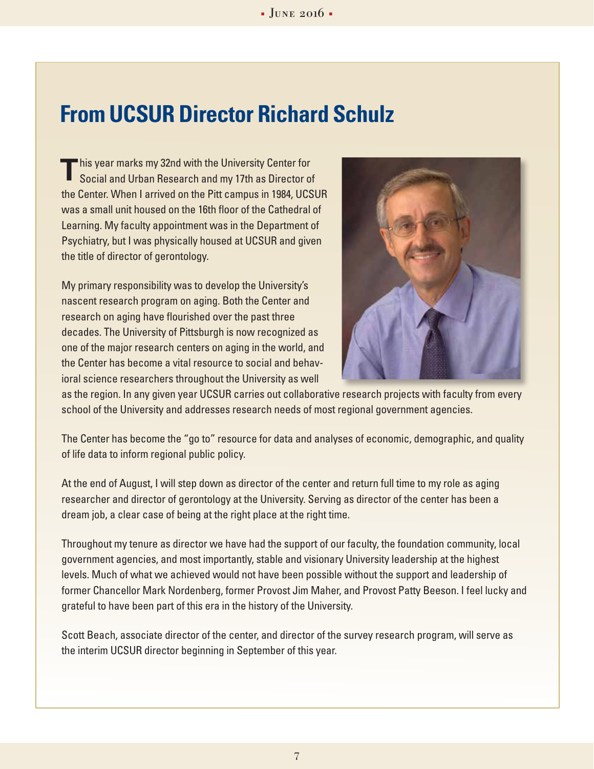# From UCSUR Director Richard Schulz

This year marks my 32nd with the University Center for Social and Urban Research and my 17th as Director of the Center. When I arrived on the Pitt campus in 1984, UCSUR was a small unit housed on the 16th floor of the Cathedral of Learning. My faculty appointment was in the Department of Psychiatry, but I was physically housed at UCSUR and given the title of director of gerontology.

My primary responsibility was to develop the University's nascent research program on aging. Both the Center and research on aging have flourished over the past three decades. The University of Pittsburgh is now recognized as one of the major research centers on aging in the world, and the Center has become a vital resource to social and behavioral science researchers throughout the University as well as the region. In any given year UCSUR carries out collaborative research projects with faculty from every school of the University and addresses research needs of most regional government agencies.

The Center has become the "go to" resource for data and analyses of economic, demographic, and quality of life data to inform regional public policy.

At the end of August, I will step down as director of the center and return full time to my role as aging researcher and director of gerontology at the University. Serving as director of the center has been a dream job, a clear case of being at the right place at the right time.

Throughout my tenure as director we have had the support of our faculty, the foundation community, local government agencies, and most importantly, stable and visionary University leadership at the highest levels. Much of what we achieved would not have been possible without the support and leadership of former Chancellor Mark Nordenberg, former Provost Jim Maher, and Provost Patty Beeson. I feel lucky and grateful to have been part of this era in the history of the University.

Scott Beach, associate director of the center, and director of the survey research program, will serve as the interim UCSUR director beginning in September of this year.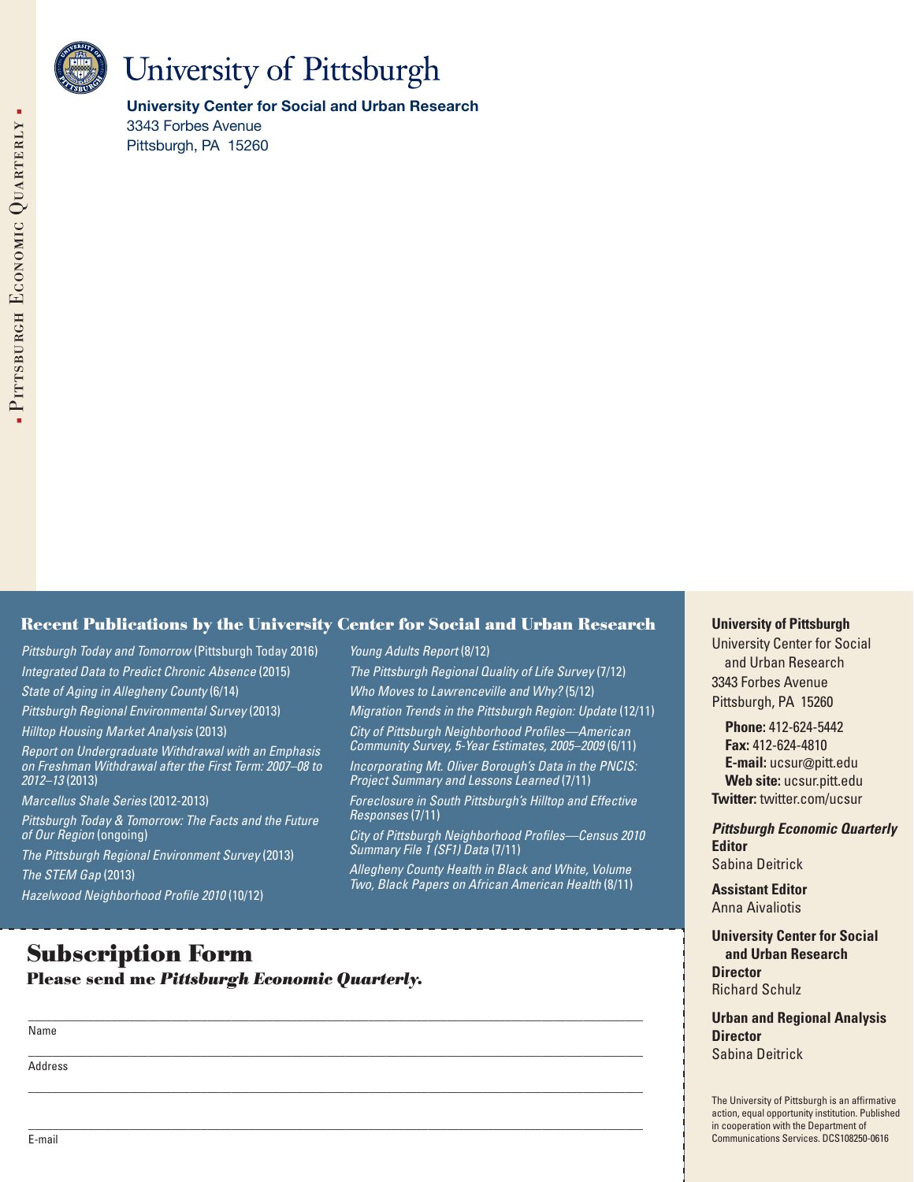# University of Pittsburgh

**University Center for Social and Urban Research**
3343 Forbes Avenue
Pittsburgh, PA 15260

## Recent Publications by the University Center for Social and Urban Research

*Pittsburgh Today and Tomorrow* (Pittsburgh Today 2016)

*Integrated Data to Predict Chronic Absence* (2015)

*State of Aging in Allegheny County* (6/14)

*Pittsburgh Regional Environmental Survey* (2013)

*Hilltop Housing Market Analysis* (2013)

*Report on Undergraduate Withdrawal with an Emphasis on Freshman Withdrawal after the First Term: 2007–08 to 2012–13* (2013)

*Marcellus Shale Series* (2012-2013)

*Pittsburgh Today & Tomorrow: The Facts and the Future of Our Region* (ongoing)

*The Pittsburgh Regional Environment Survey* (2013)

*The STEM Gap* (2013)

*Hazelwood Neighborhood Profile 2010* (10/12)

*Young Adults Report* (8/12)

*The Pittsburgh Regional Quality of Life Survey* (7/12)

*Who Moves to Lawrenceville and Why?* (5/12)

*Migration Trends in the Pittsburgh Region: Update* (12/11)

*City of Pittsburgh Neighborhood Profiles—American Community Survey, 5-Year Estimates, 2005–2009* (6/11)

*Incorporating Mt. Oliver Borough's Data in the PNCIS: Project Summary and Lessons Learned* (7/11)

*Foreclosure in South Pittsburgh's Hilltop and Effective Responses* (7/11)

*City of Pittsburgh Neighborhood Profiles—Census 2010 Summary File 1 (SF1) Data* (7/11)

*Allegheny County Health in Black and White, Volume Two, Black Papers on African American Health* (8/11)

## Subscription Form

**Please send me *Pittsburgh Economic Quarterly*.**

Name ______________________________

Address ______________________________

______________________________

E-mail ______________________________

**University of Pittsburgh**
University Center for Social and Urban Research
3343 Forbes Avenue
Pittsburgh, PA 15260

**Phone:** 412-624-5442
**Fax:** 412-624-4810
**E-mail:** ucsur@pitt.edu
**Web site:** ucsur.pitt.edu
**Twitter:** twitter.com/ucsur

***Pittsburgh Economic Quarterly***
**Editor**
Sabina Deitrick

**Assistant Editor**
Anna Aivaliotis

**University Center for Social and Urban Research**
**Director**
Richard Schulz

**Urban and Regional Analysis**
**Director**
Sabina Deitrick

The University of Pittsburgh is an affirmative action, equal opportunity institution. Published in cooperation with the Department of Communications Services. DCS108250-0616